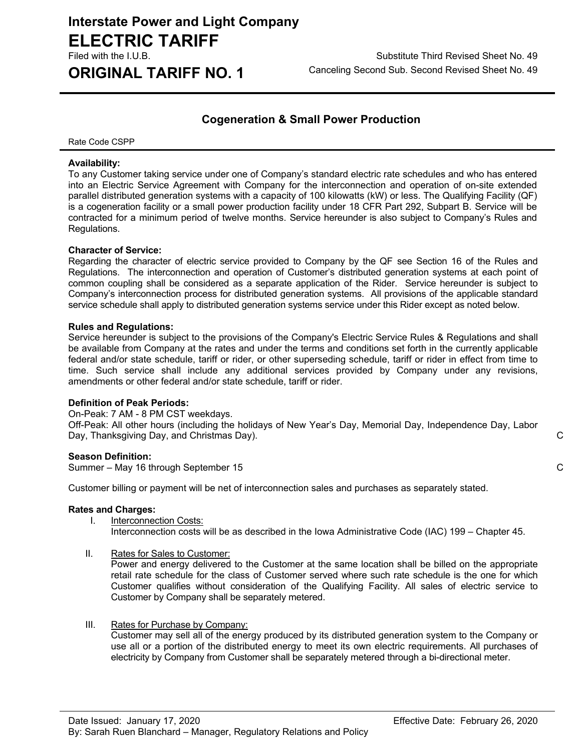# Interstate Power and Light Company

# ELECTRIC TARIFF

Filed with the I.U.B.

# ORIGINAL TARIFF NO. 1

Substitute Third Revised Sheet No. 49
Canceling Second Sub. Second Revised Sheet No. 49

## Cogeneration & Small Power Production

Rate Code CSPP

**Availability:**
To any Customer taking service under one of Company's standard electric rate schedules and who has entered into an Electric Service Agreement with Company for the interconnection and operation of on-site extended parallel distributed generation systems with a capacity of 100 kilowatts (kW) or less. The Qualifying Facility (QF) is a cogeneration facility or a small power production facility under 18 CFR Part 292, Subpart B. Service will be contracted for a minimum period of twelve months. Service hereunder is also subject to Company's Rules and Regulations.

**Character of Service:**
Regarding the character of electric service provided to Company by the QF see Section 16 of the Rules and Regulations. The interconnection and operation of Customer's distributed generation systems at each point of common coupling shall be considered as a separate application of the Rider. Service hereunder is subject to Company's interconnection process for distributed generation systems. All provisions of the applicable standard service schedule shall apply to distributed generation systems service under this Rider except as noted below.

**Rules and Regulations:**
Service hereunder is subject to the provisions of the Company's Electric Service Rules & Regulations and shall be available from Company at the rates and under the terms and conditions set forth in the currently applicable federal and/or state schedule, tariff or rider, or other superseding schedule, tariff or rider in effect from time to time. Such service shall include any additional services provided by Company under any revisions, amendments or other federal and/or state schedule, tariff or rider.

**Definition of Peak Periods:**
On-Peak: 7 AM - 8 PM CST weekdays.
Off-Peak: All other hours (including the holidays of New Year's Day, Memorial Day, Independence Day, Labor Day, Thanksgiving Day, and Christmas Day). C

**Season Definition:**
Summer – May 16 through September 15 C

Customer billing or payment will be net of interconnection sales and purchases as separately stated.

**Rates and Charges:**

I. Interconnection Costs:
Interconnection costs will be as described in the Iowa Administrative Code (IAC) 199 – Chapter 45.

II. Rates for Sales to Customer:
Power and energy delivered to the Customer at the same location shall be billed on the appropriate retail rate schedule for the class of Customer served where such rate schedule is the one for which Customer qualifies without consideration of the Qualifying Facility. All sales of electric service to Customer by Company shall be separately metered.

III. Rates for Purchase by Company:
Customer may sell all of the energy produced by its distributed generation system to the Company or use all or a portion of the distributed energy to meet its own electric requirements. All purchases of electricity by Company from Customer shall be separately metered through a bi-directional meter.

Date Issued: January 17, 2020
By: Sarah Ruen Blanchard – Manager, Regulatory Relations and Policy

Effective Date: February 26, 2020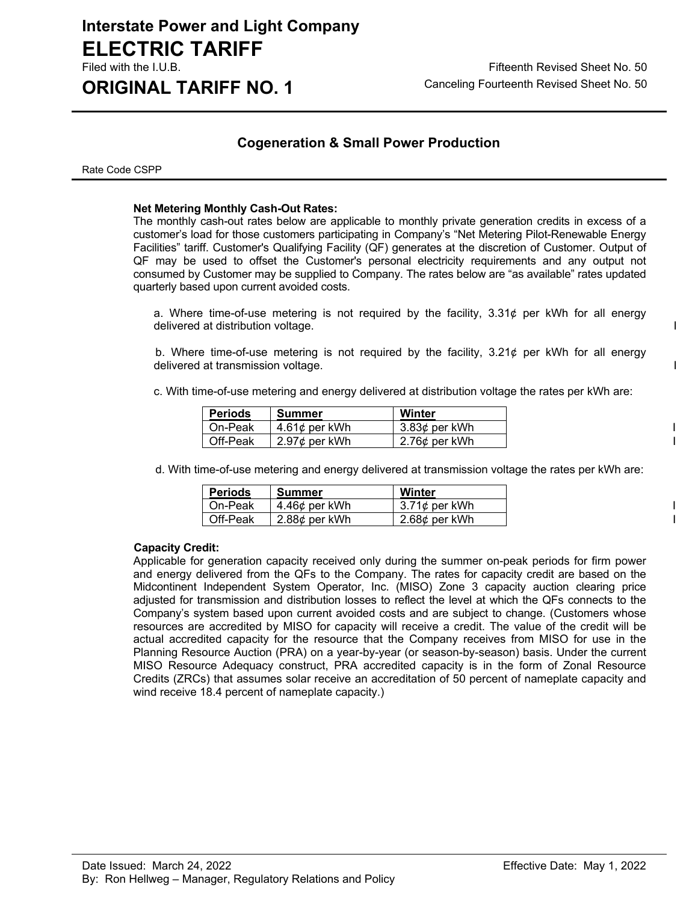**Interstate Power and Light Company**
# ELECTRIC TARIFF
Filed with the I.U.B.

**ORIGINAL TARIFF NO. 1**

Fifteenth Revised Sheet No. 50
Canceling Fourteenth Revised Sheet No. 50

## Cogeneration & Small Power Production

Rate Code CSPP

**Net Metering Monthly Cash-Out Rates:**
The monthly cash-out rates below are applicable to monthly private generation credits in excess of a customer's load for those customers participating in Company's "Net Metering Pilot-Renewable Energy Facilities" tariff. Customer's Qualifying Facility (QF) generates at the discretion of Customer. Output of QF may be used to offset the Customer's personal electricity requirements and any output not consumed by Customer may be supplied to Company. The rates below are "as available" rates updated quarterly based upon current avoided costs.

a. Where time-of-use metering is not required by the facility, 3.31¢ per kWh for all energy delivered at distribution voltage. I

b. Where time-of-use metering is not required by the facility, 3.21¢ per kWh for all energy delivered at transmission voltage. I

c. With time-of-use metering and energy delivered at distribution voltage the rates per kWh are:

| Periods | Summer | Winter | |
|---|---|---|---|
| On-Peak | 4.61¢ per kWh | 3.83¢ per kWh | I |
| Off-Peak | 2.97¢ per kWh | 2.76¢ per kWh | I |

d. With time-of-use metering and energy delivered at transmission voltage the rates per kWh are:

| Periods | Summer | Winter | |
|---|---|---|---|
| On-Peak | 4.46¢ per kWh | 3.71¢ per kWh | I |
| Off-Peak | 2.88¢ per kWh | 2.68¢ per kWh | I |

**Capacity Credit:**
Applicable for generation capacity received only during the summer on-peak periods for firm power and energy delivered from the QFs to the Company. The rates for capacity credit are based on the Midcontinent Independent System Operator, Inc. (MISO) Zone 3 capacity auction clearing price adjusted for transmission and distribution losses to reflect the level at which the QFs connects to the Company's system based upon current avoided costs and are subject to change. (Customers whose resources are accredited by MISO for capacity will receive a credit. The value of the credit will be actual accredited capacity for the resource that the Company receives from MISO for use in the Planning Resource Auction (PRA) on a year-by-year (or season-by-season) basis. Under the current MISO Resource Adequacy construct, PRA accredited capacity is in the form of Zonal Resource Credits (ZRCs) that assumes solar receive an accreditation of 50 percent of nameplate capacity and wind receive 18.4 percent of nameplate capacity.)

Date Issued: March 24, 2022 Effective Date: May 1, 2022
By: Ron Hellweg – Manager, Regulatory Relations and Policy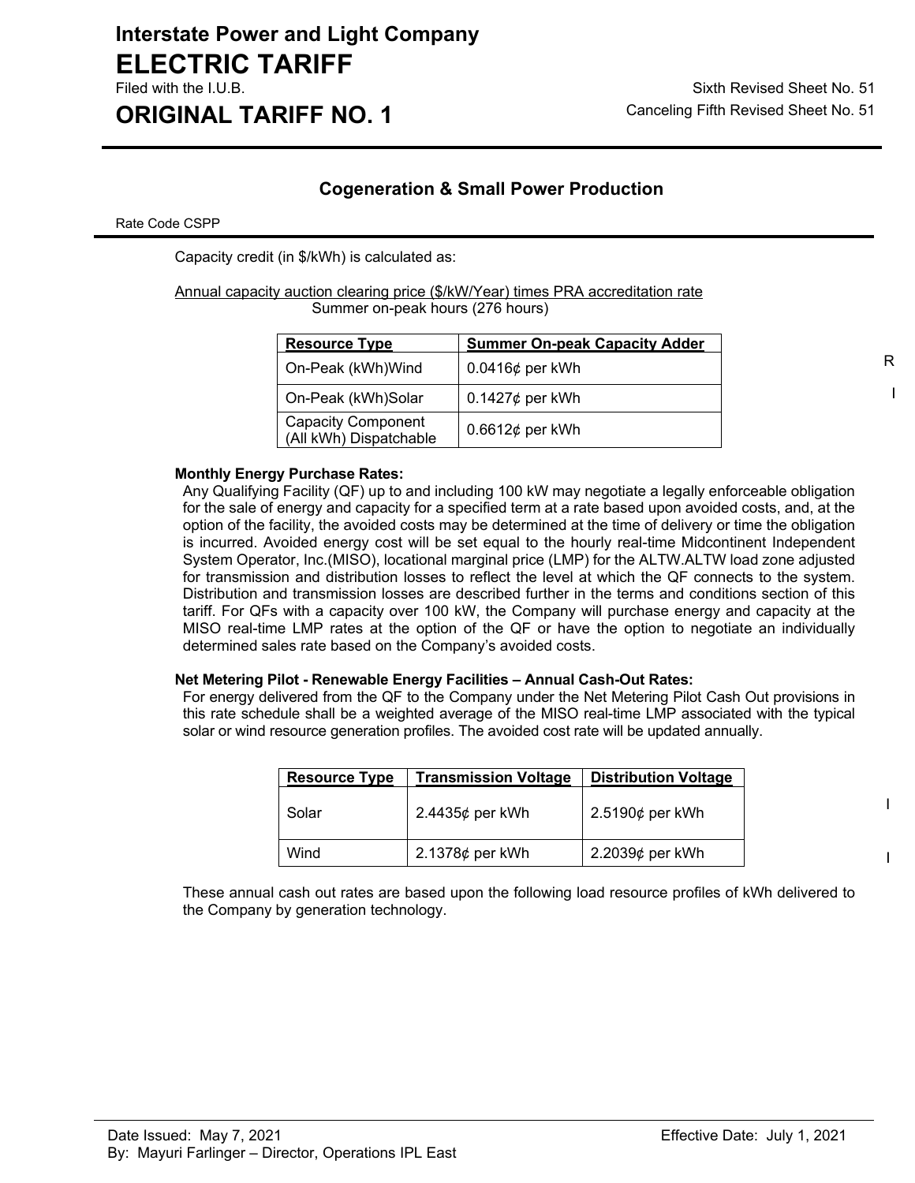## Cogeneration & Small Power Production

Rate Code CSPP

Capacity credit (in \$/kWh) is calculated as:

$$\frac{\text{Annual capacity auction clearing price (\$/kW/Year) times PRA accreditation rate}}{\text{Summer on-peak hours (276 hours)}}$$

| Resource Type | Summer On-peak Capacity Adder |
|---|---|
| On-Peak (kWh)Wind | 0.0416¢ per kWh |
| On-Peak (kWh)Solar | 0.1427¢ per kWh |
| Capacity Component (All kWh) Dispatchable | 0.6612¢ per kWh |

R

I

**Monthly Energy Purchase Rates:**

Any Qualifying Facility (QF) up to and including 100 kW may negotiate a legally enforceable obligation for the sale of energy and capacity for a specified term at a rate based upon avoided costs, and, at the option of the facility, the avoided costs may be determined at the time of delivery or time the obligation is incurred. Avoided energy cost will be set equal to the hourly real-time Midcontinent Independent System Operator, Inc.(MISO), locational marginal price (LMP) for the ALTW.ALTW load zone adjusted for transmission and distribution losses to reflect the level at which the QF connects to the system. Distribution and transmission losses are described further in the terms and conditions section of this tariff. For QFs with a capacity over 100 kW, the Company will purchase energy and capacity at the MISO real-time LMP rates at the option of the QF or have the option to negotiate an individually determined sales rate based on the Company's avoided costs.

**Net Metering Pilot - Renewable Energy Facilities – Annual Cash-Out Rates:**

For energy delivered from the QF to the Company under the Net Metering Pilot Cash Out provisions in this rate schedule shall be a weighted average of the MISO real-time LMP associated with the typical solar or wind resource generation profiles. The avoided cost rate will be updated annually.

| Resource Type | Transmission Voltage | Distribution Voltage |
|---|---|---|
| Solar | 2.4435¢ per kWh | 2.5190¢ per kWh |
| Wind | 2.1378¢ per kWh | 2.2039¢ per kWh |

I

I

These annual cash out rates are based upon the following load resource profiles of kWh delivered to the Company by generation technology.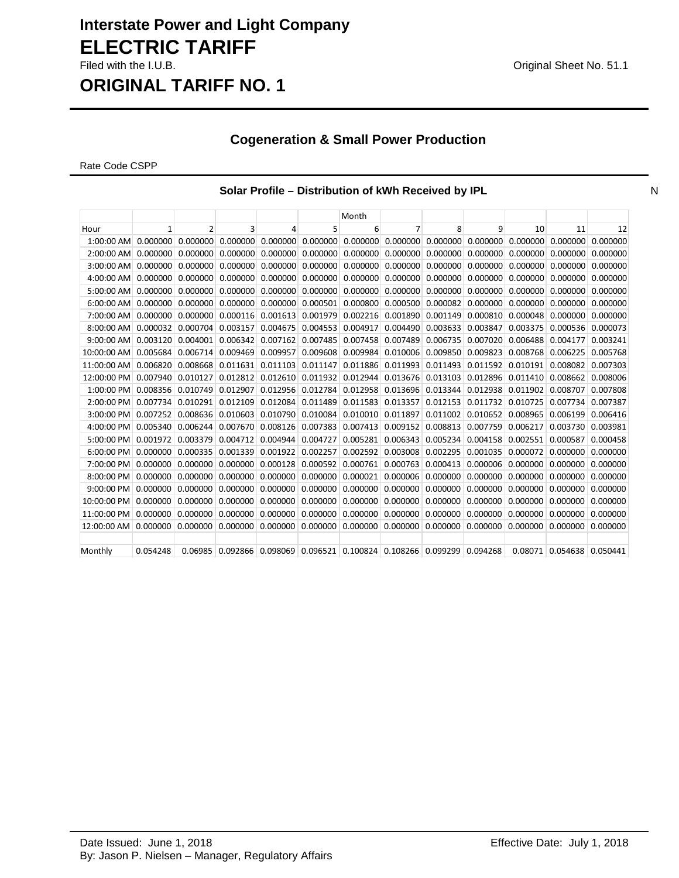# Interstate Power and Light Company

# ELECTRIC TARIFF

Filed with the I.U.B. Original Sheet No. 51.1

## ORIGINAL TARIFF NO. 1

### Cogeneration & Small Power Production

Rate Code CSPP

**Solar Profile – Distribution of kWh Received by IPL** N

| | | | | | | Month | | | | | | |
|---|---|---|---|---|---|---|---|---|---|---|---|---|
| Hour | 1 | 2 | 3 | 4 | 5 | 6 | 7 | 8 | 9 | 10 | 11 | 12 |
| 1:00:00 AM | 0.000000 | 0.000000 | 0.000000 | 0.000000 | 0.000000 | 0.000000 | 0.000000 | 0.000000 | 0.000000 | 0.000000 | 0.000000 | 0.000000 |
| 2:00:00 AM | 0.000000 | 0.000000 | 0.000000 | 0.000000 | 0.000000 | 0.000000 | 0.000000 | 0.000000 | 0.000000 | 0.000000 | 0.000000 | 0.000000 |
| 3:00:00 AM | 0.000000 | 0.000000 | 0.000000 | 0.000000 | 0.000000 | 0.000000 | 0.000000 | 0.000000 | 0.000000 | 0.000000 | 0.000000 | 0.000000 |
| 4:00:00 AM | 0.000000 | 0.000000 | 0.000000 | 0.000000 | 0.000000 | 0.000000 | 0.000000 | 0.000000 | 0.000000 | 0.000000 | 0.000000 | 0.000000 |
| 5:00:00 AM | 0.000000 | 0.000000 | 0.000000 | 0.000000 | 0.000000 | 0.000000 | 0.000000 | 0.000000 | 0.000000 | 0.000000 | 0.000000 | 0.000000 |
| 6:00:00 AM | 0.000000 | 0.000000 | 0.000000 | 0.000000 | 0.000501 | 0.000800 | 0.000500 | 0.000082 | 0.000000 | 0.000000 | 0.000000 | 0.000000 |
| 7:00:00 AM | 0.000000 | 0.000000 | 0.000116 | 0.001613 | 0.001979 | 0.002216 | 0.001890 | 0.001149 | 0.000810 | 0.000048 | 0.000000 | 0.000000 |
| 8:00:00 AM | 0.000032 | 0.000704 | 0.003157 | 0.004675 | 0.004553 | 0.004917 | 0.004490 | 0.003633 | 0.003847 | 0.003375 | 0.000536 | 0.000073 |
| 9:00:00 AM | 0.003120 | 0.004001 | 0.006342 | 0.007162 | 0.007485 | 0.007458 | 0.007489 | 0.006735 | 0.007020 | 0.006488 | 0.004177 | 0.003241 |
| 10:00:00 AM | 0.005684 | 0.006714 | 0.009469 | 0.009957 | 0.009608 | 0.009984 | 0.010006 | 0.009850 | 0.009823 | 0.008768 | 0.006225 | 0.005768 |
| 11:00:00 AM | 0.006820 | 0.008668 | 0.011631 | 0.011103 | 0.011147 | 0.011886 | 0.011993 | 0.011493 | 0.011592 | 0.010191 | 0.008082 | 0.007303 |
| 12:00:00 PM | 0.007940 | 0.010127 | 0.012812 | 0.012610 | 0.011932 | 0.012944 | 0.013676 | 0.013103 | 0.012896 | 0.011410 | 0.008662 | 0.008006 |
| 1:00:00 PM | 0.008356 | 0.010749 | 0.012907 | 0.012956 | 0.012784 | 0.012958 | 0.013696 | 0.013344 | 0.012938 | 0.011902 | 0.008707 | 0.007808 |
| 2:00:00 PM | 0.007734 | 0.010291 | 0.012109 | 0.012084 | 0.011489 | 0.011583 | 0.013357 | 0.012153 | 0.011732 | 0.010725 | 0.007734 | 0.007387 |
| 3:00:00 PM | 0.007252 | 0.008636 | 0.010603 | 0.010790 | 0.010084 | 0.010010 | 0.011897 | 0.011002 | 0.010652 | 0.008965 | 0.006199 | 0.006416 |
| 4:00:00 PM | 0.005340 | 0.006244 | 0.007670 | 0.008126 | 0.007383 | 0.007413 | 0.009152 | 0.008813 | 0.007759 | 0.006217 | 0.003730 | 0.003981 |
| 5:00:00 PM | 0.001972 | 0.003379 | 0.004712 | 0.004944 | 0.004727 | 0.005281 | 0.006343 | 0.005234 | 0.004158 | 0.002551 | 0.000587 | 0.000458 |
| 6:00:00 PM | 0.000000 | 0.000335 | 0.001339 | 0.001922 | 0.002257 | 0.002592 | 0.003008 | 0.002295 | 0.001035 | 0.000072 | 0.000000 | 0.000000 |
| 7:00:00 PM | 0.000000 | 0.000000 | 0.000000 | 0.000128 | 0.000592 | 0.000761 | 0.000763 | 0.000413 | 0.000006 | 0.000000 | 0.000000 | 0.000000 |
| 8:00:00 PM | 0.000000 | 0.000000 | 0.000000 | 0.000000 | 0.000000 | 0.000021 | 0.000006 | 0.000000 | 0.000000 | 0.000000 | 0.000000 | 0.000000 |
| 9:00:00 PM | 0.000000 | 0.000000 | 0.000000 | 0.000000 | 0.000000 | 0.000000 | 0.000000 | 0.000000 | 0.000000 | 0.000000 | 0.000000 | 0.000000 |
| 10:00:00 PM | 0.000000 | 0.000000 | 0.000000 | 0.000000 | 0.000000 | 0.000000 | 0.000000 | 0.000000 | 0.000000 | 0.000000 | 0.000000 | 0.000000 |
| 11:00:00 PM | 0.000000 | 0.000000 | 0.000000 | 0.000000 | 0.000000 | 0.000000 | 0.000000 | 0.000000 | 0.000000 | 0.000000 | 0.000000 | 0.000000 |
| 12:00:00 AM | 0.000000 | 0.000000 | 0.000000 | 0.000000 | 0.000000 | 0.000000 | 0.000000 | 0.000000 | 0.000000 | 0.000000 | 0.000000 | 0.000000 |
| | | | | | | | | | | | | |
| Monthly | 0.054248 | 0.06985 | 0.092866 | 0.098069 | 0.096521 | 0.100824 | 0.108266 | 0.099299 | 0.094268 | 0.08071 | 0.054638 | 0.050441 |

Date Issued: June 1, 2018 Effective Date: July 1, 2018

By: Jason P. Nielsen – Manager, Regulatory Affairs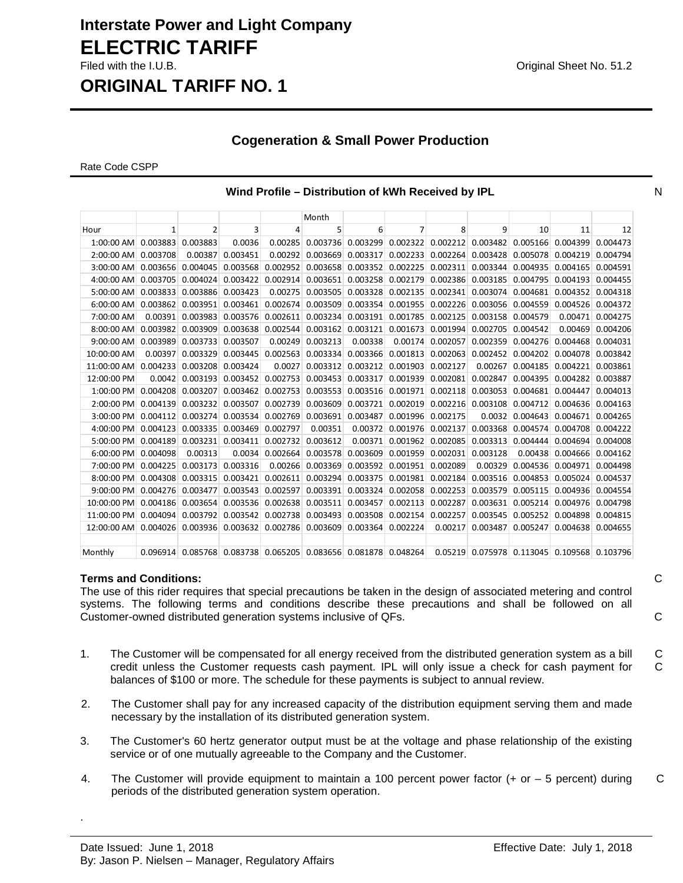**Interstate Power and Light Company**
# ELECTRIC TARIFF
Filed with the I.U.B. Original Sheet No. 51.2
## ORIGINAL TARIFF NO. 1

### Cogeneration & Small Power Production

Rate Code CSPP

**Wind Profile – Distribution of kWh Received by IPL** N

| | | | | | Month | | | | | | | |
|---|---|---|---|---|---|---|---|---|---|---|---|---|
| Hour | 1 | 2 | 3 | 4 | 5 | 6 | 7 | 8 | 9 | 10 | 11 | 12 |
| 1:00:00 AM | 0.003883 | 0.003883 | 0.0036 | 0.00285 | 0.003736 | 0.003299 | 0.002322 | 0.002212 | 0.003482 | 0.005166 | 0.004399 | 0.004473 |
| 2:00:00 AM | 0.003708 | 0.00387 | 0.003451 | 0.00292 | 0.003669 | 0.003317 | 0.002233 | 0.002264 | 0.003428 | 0.005078 | 0.004219 | 0.004794 |
| 3:00:00 AM | 0.003656 | 0.004045 | 0.003568 | 0.002952 | 0.003658 | 0.003352 | 0.002225 | 0.002311 | 0.003344 | 0.004935 | 0.004165 | 0.004591 |
| 4:00:00 AM | 0.003705 | 0.004024 | 0.003422 | 0.002914 | 0.003651 | 0.003258 | 0.002179 | 0.002386 | 0.003185 | 0.004795 | 0.004193 | 0.004455 |
| 5:00:00 AM | 0.003833 | 0.003886 | 0.003423 | 0.00275 | 0.003505 | 0.003328 | 0.002135 | 0.002341 | 0.003074 | 0.004681 | 0.004352 | 0.004318 |
| 6:00:00 AM | 0.003862 | 0.003951 | 0.003461 | 0.002674 | 0.003509 | 0.003354 | 0.001955 | 0.002226 | 0.003056 | 0.004559 | 0.004526 | 0.004372 |
| 7:00:00 AM | 0.00391 | 0.003983 | 0.003576 | 0.002611 | 0.003234 | 0.003191 | 0.001785 | 0.002125 | 0.003158 | 0.004579 | 0.00471 | 0.004275 |
| 8:00:00 AM | 0.003982 | 0.003909 | 0.003638 | 0.002544 | 0.003162 | 0.003121 | 0.001673 | 0.001994 | 0.002705 | 0.004542 | 0.00469 | 0.004206 |
| 9:00:00 AM | 0.003989 | 0.003733 | 0.003507 | 0.00249 | 0.003213 | 0.00338 | 0.00174 | 0.002057 | 0.002359 | 0.004276 | 0.004468 | 0.004031 |
| 10:00:00 AM | 0.00397 | 0.003329 | 0.003445 | 0.002563 | 0.003334 | 0.003366 | 0.001813 | 0.002063 | 0.002452 | 0.004202 | 0.004078 | 0.003842 |
| 11:00:00 AM | 0.004233 | 0.003208 | 0.003424 | 0.0027 | 0.003312 | 0.003212 | 0.001903 | 0.002127 | 0.00267 | 0.004185 | 0.004221 | 0.003861 |
| 12:00:00 PM | 0.0042 | 0.003193 | 0.003452 | 0.002753 | 0.003453 | 0.003317 | 0.001939 | 0.002081 | 0.002847 | 0.004395 | 0.004282 | 0.003887 |
| 1:00:00 PM | 0.004208 | 0.003207 | 0.003462 | 0.002753 | 0.003553 | 0.003516 | 0.001971 | 0.002118 | 0.003053 | 0.004681 | 0.004447 | 0.004013 |
| 2:00:00 PM | 0.004139 | 0.003232 | 0.003507 | 0.002739 | 0.003609 | 0.003721 | 0.002019 | 0.002216 | 0.003108 | 0.004712 | 0.004636 | 0.004163 |
| 3:00:00 PM | 0.004112 | 0.003274 | 0.003534 | 0.002769 | 0.003691 | 0.003487 | 0.001996 | 0.002175 | 0.0032 | 0.004643 | 0.004671 | 0.004265 |
| 4:00:00 PM | 0.004123 | 0.003335 | 0.003469 | 0.002797 | 0.00351 | 0.00372 | 0.001976 | 0.002137 | 0.003368 | 0.004574 | 0.004708 | 0.004222 |
| 5:00:00 PM | 0.004189 | 0.003231 | 0.003411 | 0.002732 | 0.003612 | 0.00371 | 0.001962 | 0.002085 | 0.003313 | 0.004444 | 0.004694 | 0.004008 |
| 6:00:00 PM | 0.004098 | 0.00313 | 0.0034 | 0.002664 | 0.003578 | 0.003609 | 0.001959 | 0.002031 | 0.003128 | 0.00438 | 0.004666 | 0.004162 |
| 7:00:00 PM | 0.004225 | 0.003173 | 0.003316 | 0.00266 | 0.003369 | 0.003592 | 0.001951 | 0.002089 | 0.00329 | 0.004536 | 0.004971 | 0.004498 |
| 8:00:00 PM | 0.004308 | 0.003315 | 0.003421 | 0.002611 | 0.003294 | 0.003375 | 0.001981 | 0.002184 | 0.003516 | 0.004853 | 0.005024 | 0.004537 |
| 9:00:00 PM | 0.004276 | 0.003477 | 0.003543 | 0.002597 | 0.003391 | 0.003324 | 0.002058 | 0.002253 | 0.003579 | 0.005115 | 0.004936 | 0.004554 |
| 10:00:00 PM | 0.004186 | 0.003654 | 0.003536 | 0.002638 | 0.003511 | 0.003457 | 0.002113 | 0.002287 | 0.003631 | 0.005214 | 0.004976 | 0.004798 |
| 11:00:00 PM | 0.004094 | 0.003792 | 0.003542 | 0.002738 | 0.003493 | 0.003508 | 0.002154 | 0.002257 | 0.003545 | 0.005252 | 0.004898 | 0.004815 |
| 12:00:00 AM | 0.004026 | 0.003936 | 0.003632 | 0.002786 | 0.003609 | 0.003364 | 0.002224 | 0.00217 | 0.003487 | 0.005247 | 0.004638 | 0.004655 |
| | | | | | | | | | | | | |
| Monthly | 0.096914 | 0.085768 | 0.083738 | 0.065205 | 0.083656 | 0.081878 | 0.048264 | 0.05219 | 0.075978 | 0.113045 | 0.109568 | 0.103796 |

**Terms and Conditions:** C

The use of this rider requires that special precautions be taken in the design of associated metering and control systems. The following terms and conditions describe these precautions and shall be followed on all Customer-owned distributed generation systems inclusive of QFs. C

1. The Customer will be compensated for all energy received from the distributed generation system as a bill credit unless the Customer requests cash payment. IPL will only issue a check for cash payment for balances of $100 or more. The schedule for these payments is subject to annual review. C C

2. The Customer shall pay for any increased capacity of the distribution equipment serving them and made necessary by the installation of its distributed generation system.

3. The Customer's 60 hertz generator output must be at the voltage and phase relationship of the existing service or of one mutually agreeable to the Company and the Customer.

4. The Customer will provide equipment to maintain a 100 percent power factor (+ or – 5 percent) during periods of the distributed generation system operation. C

.

Date Issued: June 1, 2018 Effective Date: July 1, 2018
By: Jason P. Nielsen – Manager, Regulatory Affairs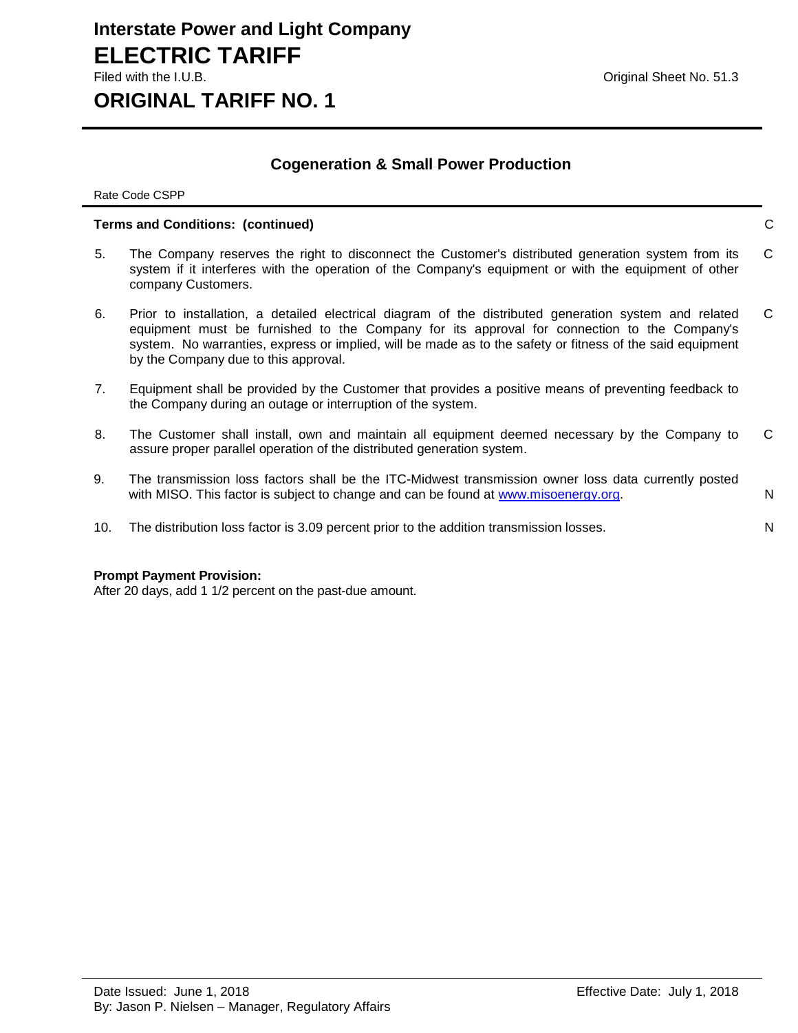# Interstate Power and Light Company
# ELECTRIC TARIFF
Filed with the I.U.B. Original Sheet No. 51.3
# ORIGINAL TARIFF NO. 1

## Cogeneration & Small Power Production

Rate Code CSPP

**Terms and Conditions: (continued)** C

5. The Company reserves the right to disconnect the Customer's distributed generation system from its system if it interferes with the operation of the Company's equipment or with the equipment of other company Customers. C

6. Prior to installation, a detailed electrical diagram of the distributed generation system and related equipment must be furnished to the Company for its approval for connection to the Company's system. No warranties, express or implied, will be made as to the safety or fitness of the said equipment by the Company due to this approval. C

7. Equipment shall be provided by the Customer that provides a positive means of preventing feedback to the Company during an outage or interruption of the system.

8. The Customer shall install, own and maintain all equipment deemed necessary by the Company to assure proper parallel operation of the distributed generation system. C

9. The transmission loss factors shall be the ITC-Midwest transmission owner loss data currently posted with MISO. This factor is subject to change and can be found at www.misoenergy.org. N

10. The distribution loss factor is 3.09 percent prior to the addition transmission losses. N

**Prompt Payment Provision:**
After 20 days, add 1 1/2 percent on the past-due amount.

Date Issued: June 1, 2018 Effective Date: July 1, 2018
By: Jason P. Nielsen – Manager, Regulatory Affairs